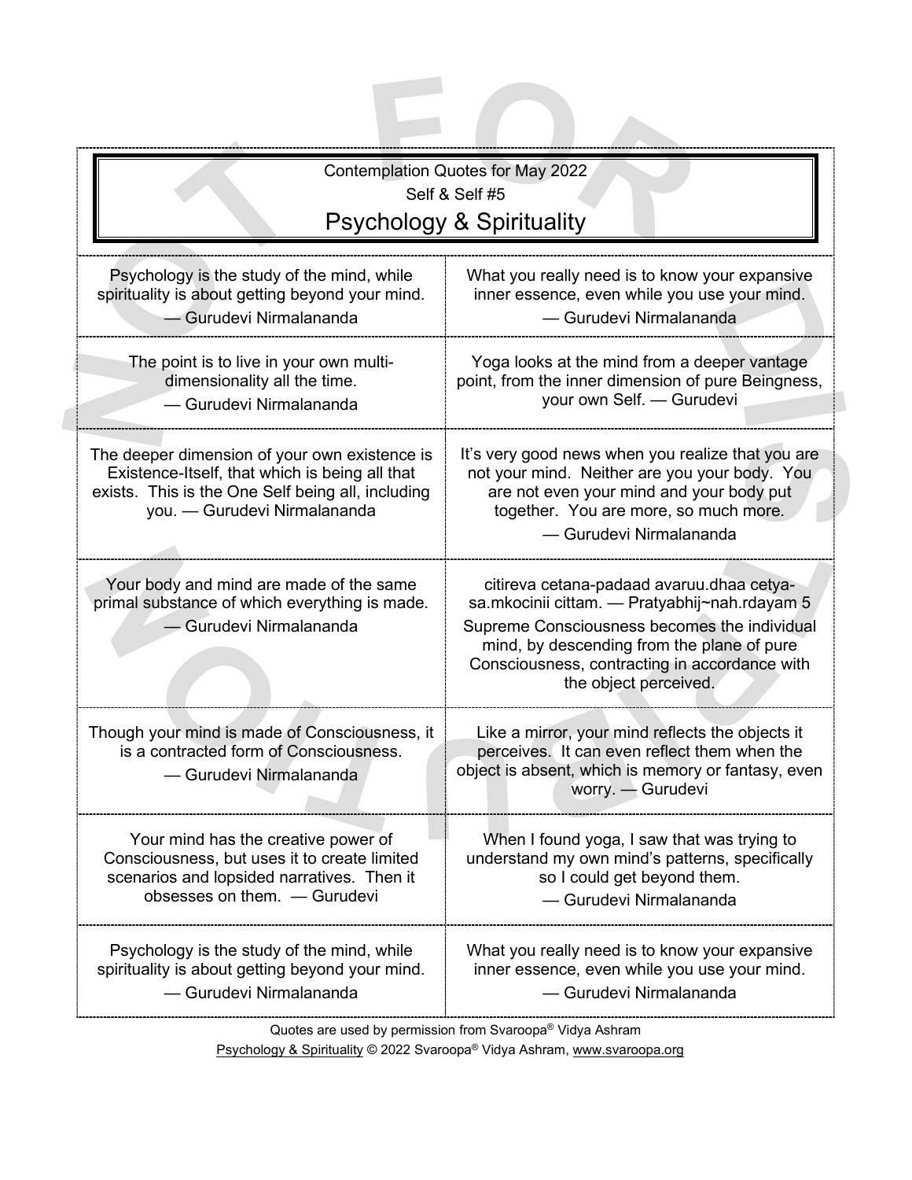Contemplation Quotes for May 2022

Self & Self #5

# Psychology & Spirituality

| | |
|---|---|
| Psychology is the study of the mind, while spirituality is about getting beyond your mind. — Gurudevi Nirmalananda | What you really need is to know your expansive inner essence, even while you use your mind. — Gurudevi Nirmalananda |
| The point is to live in your own multi-dimensionality all the time. — Gurudevi Nirmalananda | Yoga looks at the mind from a deeper vantage point, from the inner dimension of pure Beingness, your own Self. — Gurudevi |
| The deeper dimension of your own existence is Existence-Itself, that which is being all that exists. This is the One Self being all, including you. — Gurudevi Nirmalananda | It's very good news when you realize that you are not your mind. Neither are you your body. You are not even your mind and your body put together. You are more, so much more. — Gurudevi Nirmalananda |
| Your body and mind are made of the same primal substance of which everything is made. — Gurudevi Nirmalananda | citireva cetana-padaad avaruu.dhaa cetya-sa.mkocinii cittam. — Pratyabhij~nah.rdayam 5 Supreme Consciousness becomes the individual mind, by descending from the plane of pure Consciousness, contracting in accordance with the object perceived. |
| Though your mind is made of Consciousness, it is a contracted form of Consciousness. — Gurudevi Nirmalananda | Like a mirror, your mind reflects the objects it perceives. It can even reflect them when the object is absent, which is memory or fantasy, even worry. — Gurudevi |
| Your mind has the creative power of Consciousness, but uses it to create limited scenarios and lopsided narratives. Then it obsesses on them. — Gurudevi | When I found yoga, I saw that was trying to understand my own mind's patterns, specifically so I could get beyond them. — Gurudevi Nirmalananda |
| Psychology is the study of the mind, while spirituality is about getting beyond your mind. — Gurudevi Nirmalananda | What you really need is to know your expansive inner essence, even while you use your mind. — Gurudevi Nirmalananda |

Quotes are used by permission from Svaroopa® Vidya Ashram

Psychology & Spirituality © 2022 Svaroopa® Vidya Ashram, www.svaroopa.org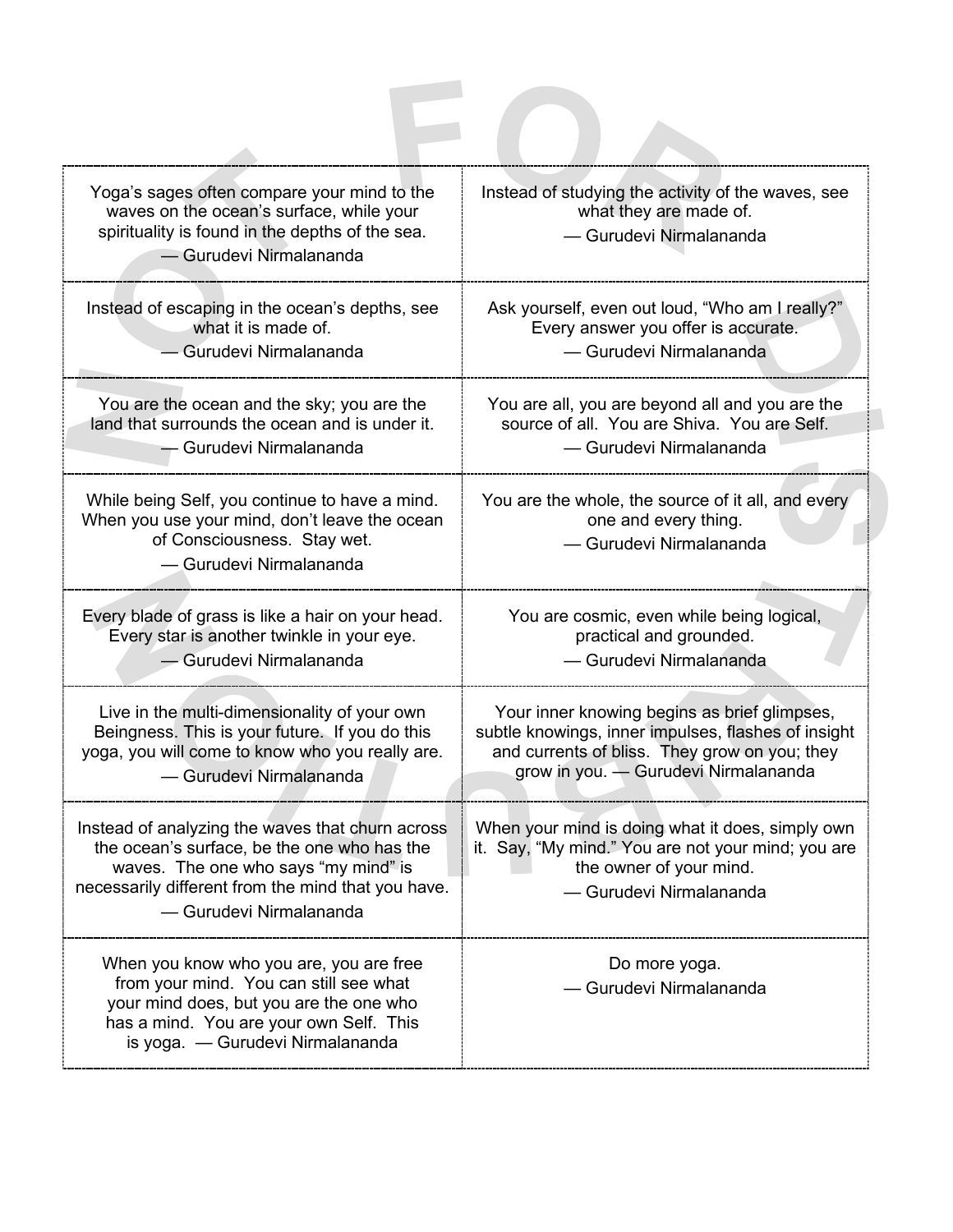| | |
|---|---|
| Yoga's sages often compare your mind to the waves on the ocean's surface, while your spirituality is found in the depths of the sea. — Gurudevi Nirmalananda | Instead of studying the activity of the waves, see what they are made of. — Gurudevi Nirmalananda |
| Instead of escaping in the ocean's depths, see what it is made of. — Gurudevi Nirmalananda | Ask yourself, even out loud, "Who am I really?" Every answer you offer is accurate. — Gurudevi Nirmalananda |
| You are the ocean and the sky; you are the land that surrounds the ocean and is under it. — Gurudevi Nirmalananda | You are all, you are beyond all and you are the source of all. You are Shiva. You are Self. — Gurudevi Nirmalananda |
| While being Self, you continue to have a mind. When you use your mind, don't leave the ocean of Consciousness. Stay wet. — Gurudevi Nirmalananda | You are the whole, the source of it all, and every one and every thing. — Gurudevi Nirmalananda |
| Every blade of grass is like a hair on your head. Every star is another twinkle in your eye. — Gurudevi Nirmalananda | You are cosmic, even while being logical, practical and grounded. — Gurudevi Nirmalananda |
| Live in the multi-dimensionality of your own Beingness. This is your future. If you do this yoga, you will come to know who you really are. — Gurudevi Nirmalananda | Your inner knowing begins as brief glimpses, subtle knowings, inner impulses, flashes of insight and currents of bliss. They grow on you; they grow in you. — Gurudevi Nirmalananda |
| Instead of analyzing the waves that churn across the ocean's surface, be the one who has the waves. The one who says "my mind" is necessarily different from the mind that you have. — Gurudevi Nirmalananda | When your mind is doing what it does, simply own it. Say, "My mind." You are not your mind; you are the owner of your mind. — Gurudevi Nirmalananda |
| When you know who you are, you are free from your mind. You can still see what your mind does, but you are the one who has a mind. You are your own Self. This is yoga. — Gurudevi Nirmalananda | Do more yoga. — Gurudevi Nirmalananda |